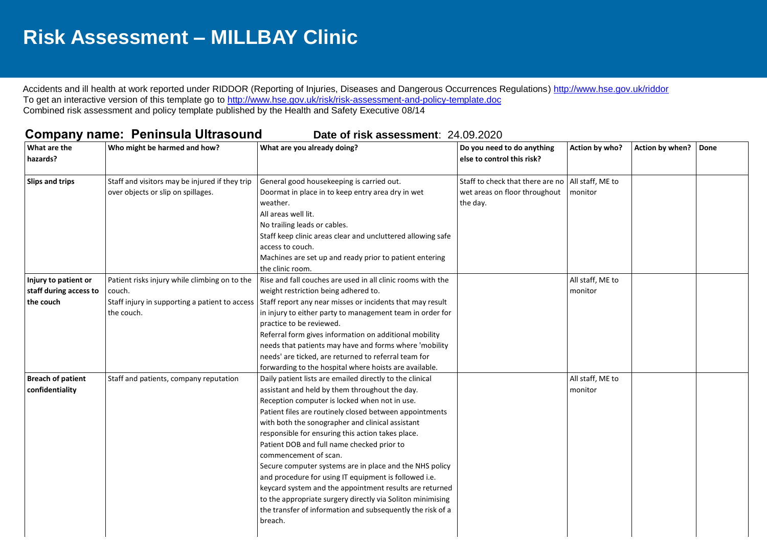# Risk Assessment – MILLBAY Clinic

Accidents and ill health at work reported under RIDDOR (Reporting of Injuries, Diseases and Dangerous Occurrences Regulations) http://www.hse.gov.uk/riddor
To get an interactive version of this template go to http://www.hse.gov.uk/risk/risk-assessment-and-policy-template.doc
Combined risk assessment and policy template published by the Health and Safety Executive 08/14

**Company name: Peninsula Ultrasound** **Date of risk assessment**: 24.09.2020

| What are the hazards? | Who might be harmed and how? | What are you already doing? | Do you need to do anything else to control this risk? | Action by who? | Action by when? | Done |
|---|---|---|---|---|---|---|
| **Slips and trips** | Staff and visitors may be injured if they trip over objects or slip on spillages. | General good housekeeping is carried out.<br>Doormat in place in to keep entry area dry in wet weather.<br>All areas well lit.<br>No trailing leads or cables.<br>Staff keep clinic areas clear and uncluttered allowing safe access to couch.<br>Machines are set up and ready prior to patient entering the clinic room. | Staff to check that there are no wet areas on floor throughout the day. | All staff, ME to monitor | | |
| **Injury to patient or staff during access to the couch** | Patient risks injury while climbing on to the couch.<br>Staff injury in supporting a patient to access the couch. | Rise and fall couches are used in all clinic rooms with the weight restriction being adhered to.<br>Staff report any near misses or incidents that may result in injury to either party to management team in order for practice to be reviewed.<br>Referral form gives information on additional mobility needs that patients may have and forms where 'mobility needs' are ticked, are returned to referral team for forwarding to the hospital where hoists are available. | | All staff, ME to monitor | | |
| **Breach of patient confidentiality** | Staff and patients, company reputation | Daily patient lists are emailed directly to the clinical assistant and held by them throughout the day.<br>Reception computer is locked when not in use.<br>Patient files are routinely closed between appointments with both the sonographer and clinical assistant responsible for ensuring this action takes place.<br>Patient DOB and full name checked prior to commencement of scan.<br>Secure computer systems are in place and the NHS policy and procedure for using IT equipment is followed i.e. keycard system and the appointment results are returned to the appropriate surgery directly via Soliton minimising the transfer of information and subsequently the risk of a breach. | | All staff, ME to monitor | | |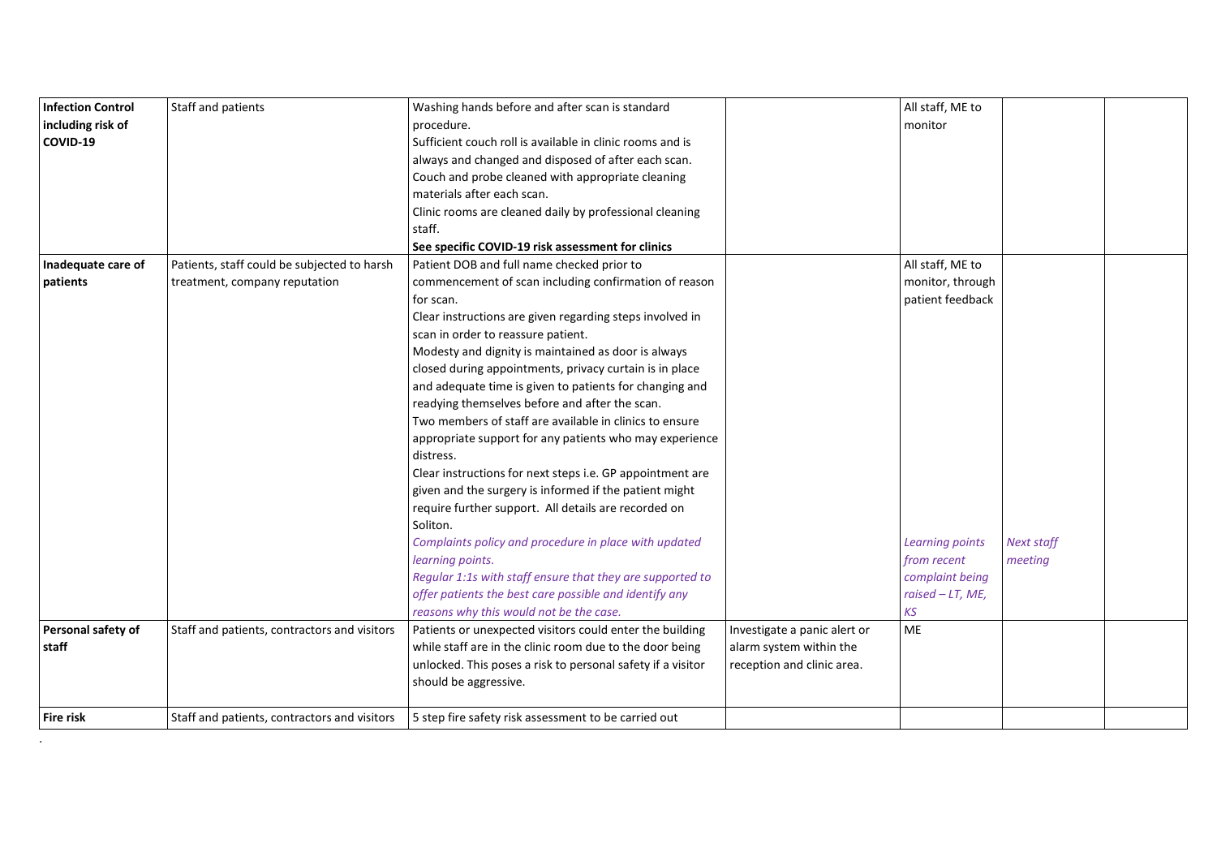| | | | | | | |
|---|---|---|---|---|---|---|
| **Infection Control including risk of COVID-19** | Staff and patients | Washing hands before and after scan is standard procedure.<br>Sufficient couch roll is available in clinic rooms and is always and changed and disposed of after each scan.<br>Couch and probe cleaned with appropriate cleaning materials after each scan.<br>Clinic rooms are cleaned daily by professional cleaning staff.<br>**See specific COVID-19 risk assessment for clinics** | | All staff, ME to monitor | | |
| **Inadequate care of patients** | Patients, staff could be subjected to harsh treatment, company reputation | Patient DOB and full name checked prior to commencement of scan including confirmation of reason for scan.<br>Clear instructions are given regarding steps involved in scan in order to reassure patient.<br>Modesty and dignity is maintained as door is always closed during appointments, privacy curtain is in place and adequate time is given to patients for changing and readying themselves before and after the scan.<br>Two members of staff are available in clinics to ensure appropriate support for any patients who may experience distress.<br>Clear instructions for next steps i.e. GP appointment are given and the surgery is informed if the patient might require further support. All details are recorded on Soliton.<br>*Complaints policy and procedure in place with updated learning points.*<br>*Regular 1:1s with staff ensure that they are supported to offer patients the best care possible and identify any reasons why this would not be the case.* | | All staff, ME to monitor, through patient feedback<br>*Learning points from recent complaint being raised – LT, ME, KS* | *Next staff meeting* | |
| **Personal safety of staff** | Staff and patients, contractors and visitors | Patients or unexpected visitors could enter the building while staff are in the clinic room due to the door being unlocked. This poses a risk to personal safety if a visitor should be aggressive. | Investigate a panic alert or alarm system within the reception and clinic area. | ME | | |
| **Fire risk** | Staff and patients, contractors and visitors | 5 step fire safety risk assessment to be carried out | | | | |